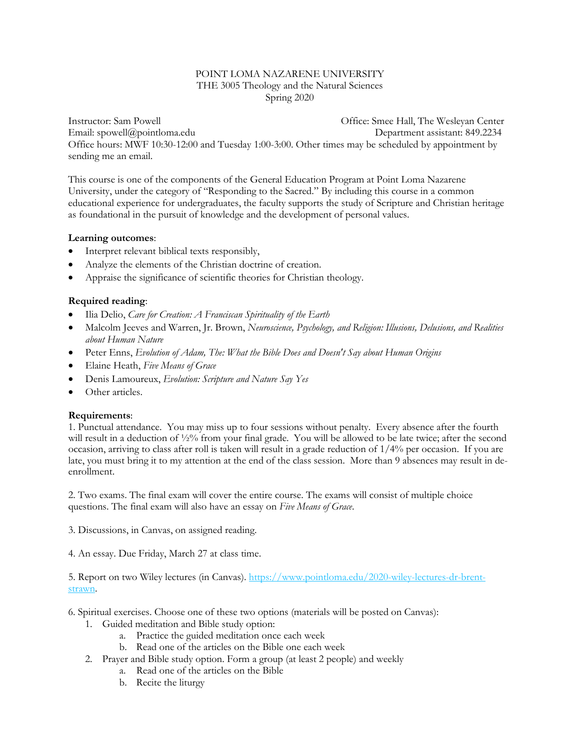POINT LOMA NAZARENE UNIVERSITY
THE 3005 Theology and the Natural Sciences
Spring 2020

Instructor: Sam Powell
Office: Smee Hall, The Wesleyan Center
Email: spowell@pointloma.edu
Department assistant: 849.2234
Office hours: MWF 10:30-12:00 and Tuesday 1:00-3:00. Other times may be scheduled by appointment by sending me an email.

This course is one of the components of the General Education Program at Point Loma Nazarene University, under the category of "Responding to the Sacred." By including this course in a common educational experience for undergraduates, the faculty supports the study of Scripture and Christian heritage as foundational in the pursuit of knowledge and the development of personal values.

**Learning outcomes**:

- Interpret relevant biblical texts responsibly,
- Analyze the elements of the Christian doctrine of creation.
- Appraise the significance of scientific theories for Christian theology.

**Required reading**:

- Ilia Delio, *Care for Creation: A Franciscan Spirituality of the Earth*
- Malcolm Jeeves and Warren, Jr. Brown, *Neuroscience, Psychology, and Religion: Illusions, Delusions, and Realities about Human Nature*
- Peter Enns, *Evolution of Adam, The: What the Bible Does and Doesn't Say about Human Origins*
- Elaine Heath, *Five Means of Grace*
- Denis Lamoureux, *Evolution: Scripture and Nature Say Yes*
- Other articles.

**Requirements**:

1. Punctual attendance. You may miss up to four sessions without penalty. Every absence after the fourth will result in a deduction of ½% from your final grade. You will be allowed to be late twice; after the second occasion, arriving to class after roll is taken will result in a grade reduction of 1/4% per occasion. If you are late, you must bring it to my attention at the end of the class session. More than 9 absences may result in de-enrollment.

2. Two exams. The final exam will cover the entire course. The exams will consist of multiple choice questions. The final exam will also have an essay on *Five Means of Grace*.

3. Discussions, in Canvas, on assigned reading.

4. An essay. Due Friday, March 27 at class time.

5. Report on two Wiley lectures (in Canvas). https://www.pointloma.edu/2020-wiley-lectures-dr-brent-strawn.

6. Spiritual exercises. Choose one of these two options (materials will be posted on Canvas):
   1. Guided meditation and Bible study option:
      a. Practice the guided meditation once each week
      b. Read one of the articles on the Bible one each week
   2. Prayer and Bible study option. Form a group (at least 2 people) and weekly
      a. Read one of the articles on the Bible
      b. Recite the liturgy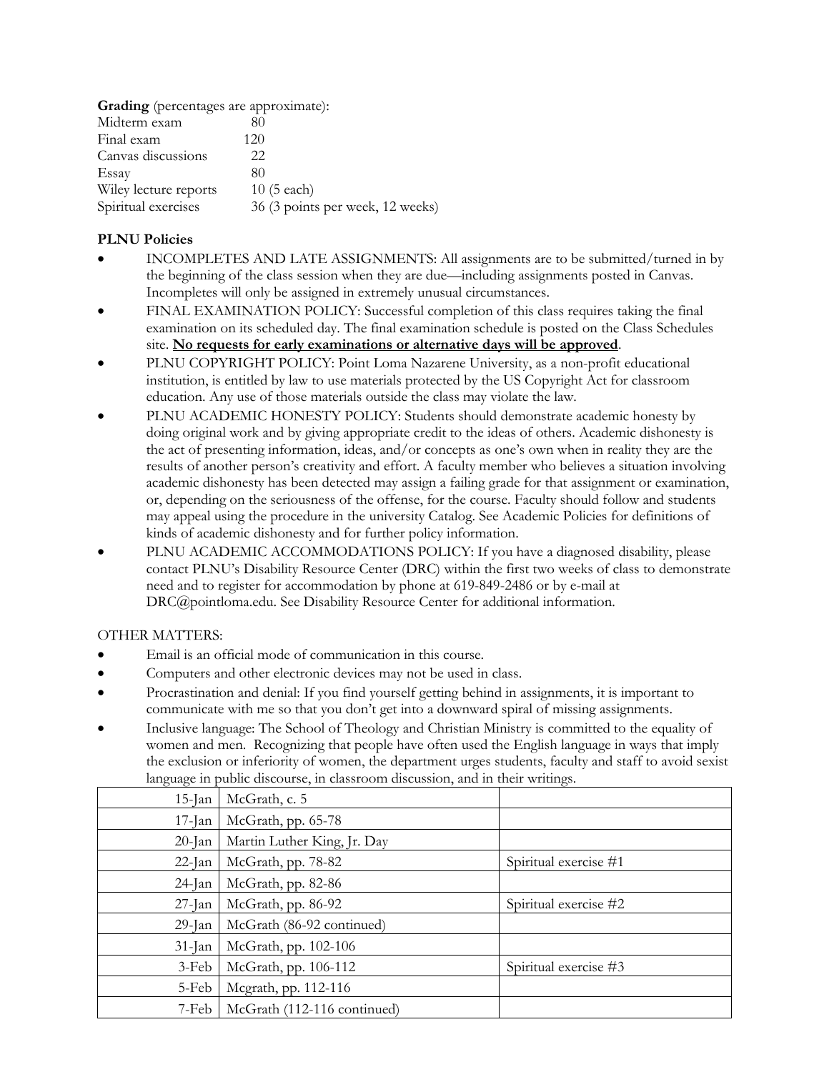**Grading** (percentages are approximate):

| | |
|---|---|
| Midterm exam | 80 |
| Final exam | 120 |
| Canvas discussions | 22 |
| Essay | 80 |
| Wiley lecture reports | 10 (5 each) |
| Spiritual exercises | 36 (3 points per week, 12 weeks) |

**PLNU Policies**

- INCOMPLETES AND LATE ASSIGNMENTS: All assignments are to be submitted/turned in by the beginning of the class session when they are due—including assignments posted in Canvas. Incompletes will only be assigned in extremely unusual circumstances.
- FINAL EXAMINATION POLICY: Successful completion of this class requires taking the final examination on its scheduled day. The final examination schedule is posted on the Class Schedules site. **No requests for early examinations or alternative days will be approved**.
- PLNU COPYRIGHT POLICY: Point Loma Nazarene University, as a non-profit educational institution, is entitled by law to use materials protected by the US Copyright Act for classroom education. Any use of those materials outside the class may violate the law.
- PLNU ACADEMIC HONESTY POLICY: Students should demonstrate academic honesty by doing original work and by giving appropriate credit to the ideas of others. Academic dishonesty is the act of presenting information, ideas, and/or concepts as one's own when in reality they are the results of another person's creativity and effort. A faculty member who believes a situation involving academic dishonesty has been detected may assign a failing grade for that assignment or examination, or, depending on the seriousness of the offense, for the course. Faculty should follow and students may appeal using the procedure in the university Catalog. See Academic Policies for definitions of kinds of academic dishonesty and for further policy information.
- PLNU ACADEMIC ACCOMMODATIONS POLICY: If you have a diagnosed disability, please contact PLNU's Disability Resource Center (DRC) within the first two weeks of class to demonstrate need and to register for accommodation by phone at 619-849-2486 or by e-mail at DRC@pointloma.edu. See Disability Resource Center for additional information.

OTHER MATTERS:

- Email is an official mode of communication in this course.
- Computers and other electronic devices may not be used in class.
- Procrastination and denial: If you find yourself getting behind in assignments, it is important to communicate with me so that you don't get into a downward spiral of missing assignments.
- Inclusive language: The School of Theology and Christian Ministry is committed to the equality of women and men. Recognizing that people have often used the English language in ways that imply the exclusion or inferiority of women, the department urges students, faculty and staff to avoid sexist language in public discourse, in classroom discussion, and in their writings.

| | | |
|---|---|---|
| 15-Jan | McGrath, c. 5 | |
| 17-Jan | McGrath, pp. 65-78 | |
| 20-Jan | Martin Luther King, Jr. Day | |
| 22-Jan | McGrath, pp. 78-82 | Spiritual exercise #1 |
| 24-Jan | McGrath, pp. 82-86 | |
| 27-Jan | McGrath, pp. 86-92 | Spiritual exercise #2 |
| 29-Jan | McGrath (86-92 continued) | |
| 31-Jan | McGrath, pp. 102-106 | |
| 3-Feb | McGrath, pp. 106-112 | Spiritual exercise #3 |
| 5-Feb | Mcgrath, pp. 112-116 | |
| 7-Feb | McGrath (112-116 continued) | |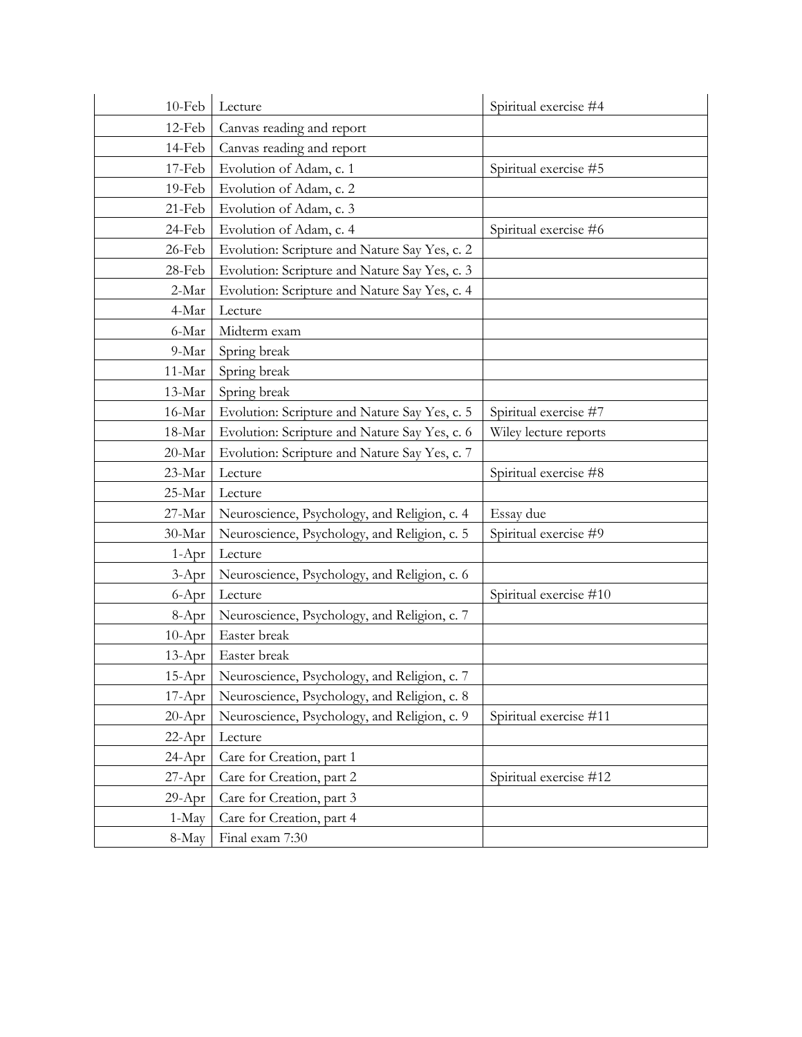| | | |
|---|---|---|
| 10-Feb | Lecture | Spiritual exercise #4 |
| 12-Feb | Canvas reading and report | |
| 14-Feb | Canvas reading and report | |
| 17-Feb | Evolution of Adam, c. 1 | Spiritual exercise #5 |
| 19-Feb | Evolution of Adam, c. 2 | |
| 21-Feb | Evolution of Adam, c. 3 | |
| 24-Feb | Evolution of Adam, c. 4 | Spiritual exercise #6 |
| 26-Feb | Evolution: Scripture and Nature Say Yes, c. 2 | |
| 28-Feb | Evolution: Scripture and Nature Say Yes, c. 3 | |
| 2-Mar | Evolution: Scripture and Nature Say Yes, c. 4 | |
| 4-Mar | Lecture | |
| 6-Mar | Midterm exam | |
| 9-Mar | Spring break | |
| 11-Mar | Spring break | |
| 13-Mar | Spring break | |
| 16-Mar | Evolution: Scripture and Nature Say Yes, c. 5 | Spiritual exercise #7 |
| 18-Mar | Evolution: Scripture and Nature Say Yes, c. 6 | Wiley lecture reports |
| 20-Mar | Evolution: Scripture and Nature Say Yes, c. 7 | |
| 23-Mar | Lecture | Spiritual exercise #8 |
| 25-Mar | Lecture | |
| 27-Mar | Neuroscience, Psychology, and Religion, c. 4 | Essay due |
| 30-Mar | Neuroscience, Psychology, and Religion, c. 5 | Spiritual exercise #9 |
| 1-Apr | Lecture | |
| 3-Apr | Neuroscience, Psychology, and Religion, c. 6 | |
| 6-Apr | Lecture | Spiritual exercise #10 |
| 8-Apr | Neuroscience, Psychology, and Religion, c. 7 | |
| 10-Apr | Easter break | |
| 13-Apr | Easter break | |
| 15-Apr | Neuroscience, Psychology, and Religion, c. 7 | |
| 17-Apr | Neuroscience, Psychology, and Religion, c. 8 | |
| 20-Apr | Neuroscience, Psychology, and Religion, c. 9 | Spiritual exercise #11 |
| 22-Apr | Lecture | |
| 24-Apr | Care for Creation, part 1 | |
| 27-Apr | Care for Creation, part 2 | Spiritual exercise #12 |
| 29-Apr | Care for Creation, part 3 | |
| 1-May | Care for Creation, part 4 | |
| 8-May | Final exam 7:30 | |